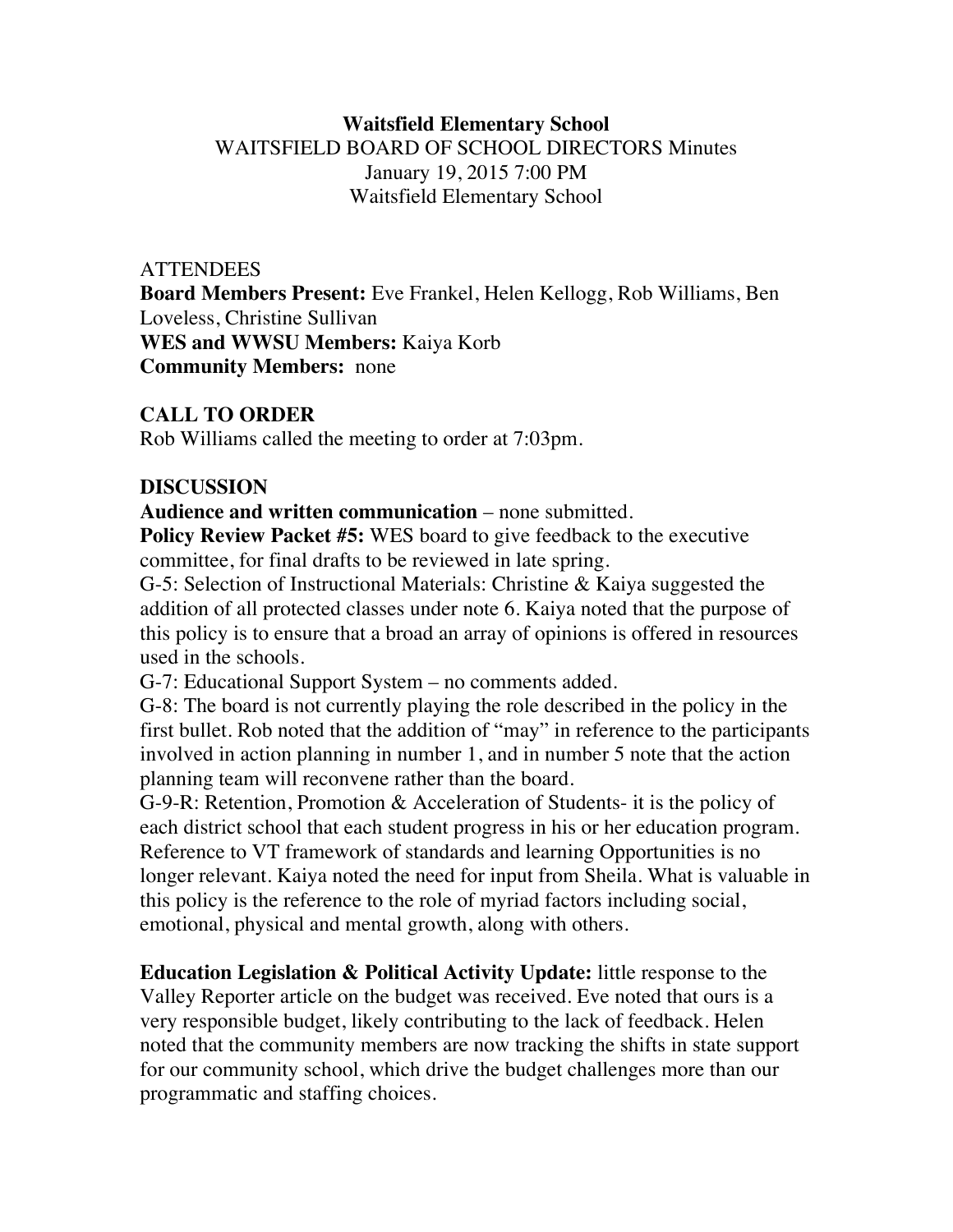**Waitsfield Elementary School**
WAITSFIELD BOARD OF SCHOOL DIRECTORS Minutes
January 19, 2015 7:00 PM
Waitsfield Elementary School

ATTENDEES
**Board Members Present:** Eve Frankel, Helen Kellogg, Rob Williams, Ben Loveless, Christine Sullivan
**WES and WWSU Members:** Kaiya Korb
**Community Members:** none

## CALL TO ORDER

Rob Williams called the meeting to order at 7:03pm.

## DISCUSSION

**Audience and written communication** – none submitted.
**Policy Review Packet #5:** WES board to give feedback to the executive committee, for final drafts to be reviewed in late spring.
G-5: Selection of Instructional Materials: Christine & Kaiya suggested the addition of all protected classes under note 6. Kaiya noted that the purpose of this policy is to ensure that a broad an array of opinions is offered in resources used in the schools.
G-7: Educational Support System – no comments added.
G-8: The board is not currently playing the role described in the policy in the first bullet. Rob noted that the addition of "may" in reference to the participants involved in action planning in number 1, and in number 5 note that the action planning team will reconvene rather than the board.
G-9-R: Retention, Promotion & Acceleration of Students- it is the policy of each district school that each student progress in his or her education program. Reference to VT framework of standards and learning Opportunities is no longer relevant. Kaiya noted the need for input from Sheila. What is valuable in this policy is the reference to the role of myriad factors including social, emotional, physical and mental growth, along with others.

**Education Legislation & Political Activity Update:** little response to the Valley Reporter article on the budget was received. Eve noted that ours is a very responsible budget, likely contributing to the lack of feedback. Helen noted that the community members are now tracking the shifts in state support for our community school, which drive the budget challenges more than our programmatic and staffing choices.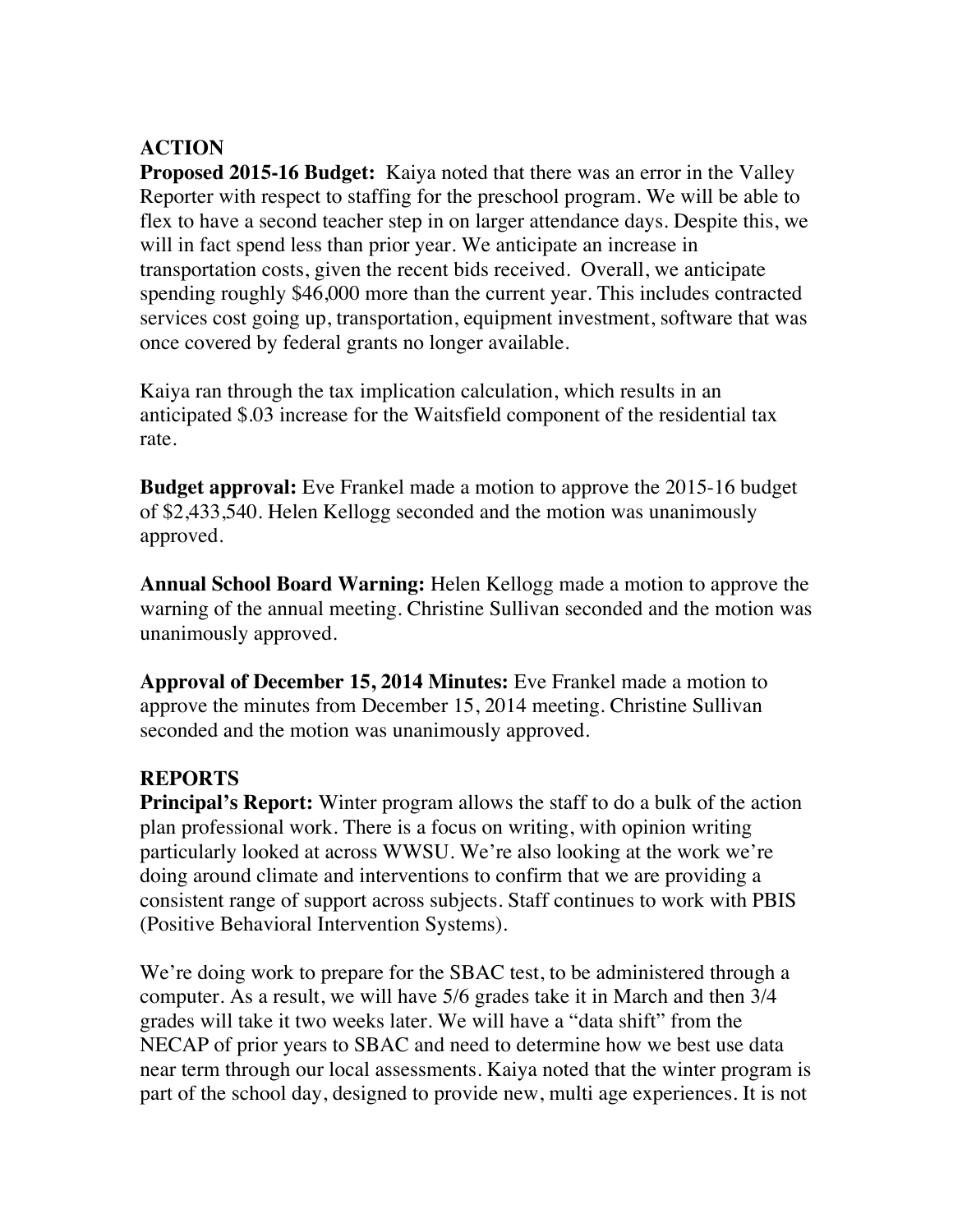**ACTION**

**Proposed 2015-16 Budget:** Kaiya noted that there was an error in the Valley Reporter with respect to staffing for the preschool program. We will be able to flex to have a second teacher step in on larger attendance days. Despite this, we will in fact spend less than prior year. We anticipate an increase in transportation costs, given the recent bids received. Overall, we anticipate spending roughly $46,000 more than the current year. This includes contracted services cost going up, transportation, equipment investment, software that was once covered by federal grants no longer available.

Kaiya ran through the tax implication calculation, which results in an anticipated $.03 increase for the Waitsfield component of the residential tax rate.

**Budget approval:** Eve Frankel made a motion to approve the 2015-16 budget of $2,433,540. Helen Kellogg seconded and the motion was unanimously approved.

**Annual School Board Warning:** Helen Kellogg made a motion to approve the warning of the annual meeting. Christine Sullivan seconded and the motion was unanimously approved.

**Approval of December 15, 2014 Minutes:** Eve Frankel made a motion to approve the minutes from December 15, 2014 meeting. Christine Sullivan seconded and the motion was unanimously approved.

**REPORTS**

**Principal's Report:** Winter program allows the staff to do a bulk of the action plan professional work. There is a focus on writing, with opinion writing particularly looked at across WWSU. We're also looking at the work we're doing around climate and interventions to confirm that we are providing a consistent range of support across subjects. Staff continues to work with PBIS (Positive Behavioral Intervention Systems).

We're doing work to prepare for the SBAC test, to be administered through a computer. As a result, we will have 5/6 grades take it in March and then 3/4 grades will take it two weeks later. We will have a "data shift" from the NECAP of prior years to SBAC and need to determine how we best use data near term through our local assessments. Kaiya noted that the winter program is part of the school day, designed to provide new, multi age experiences. It is not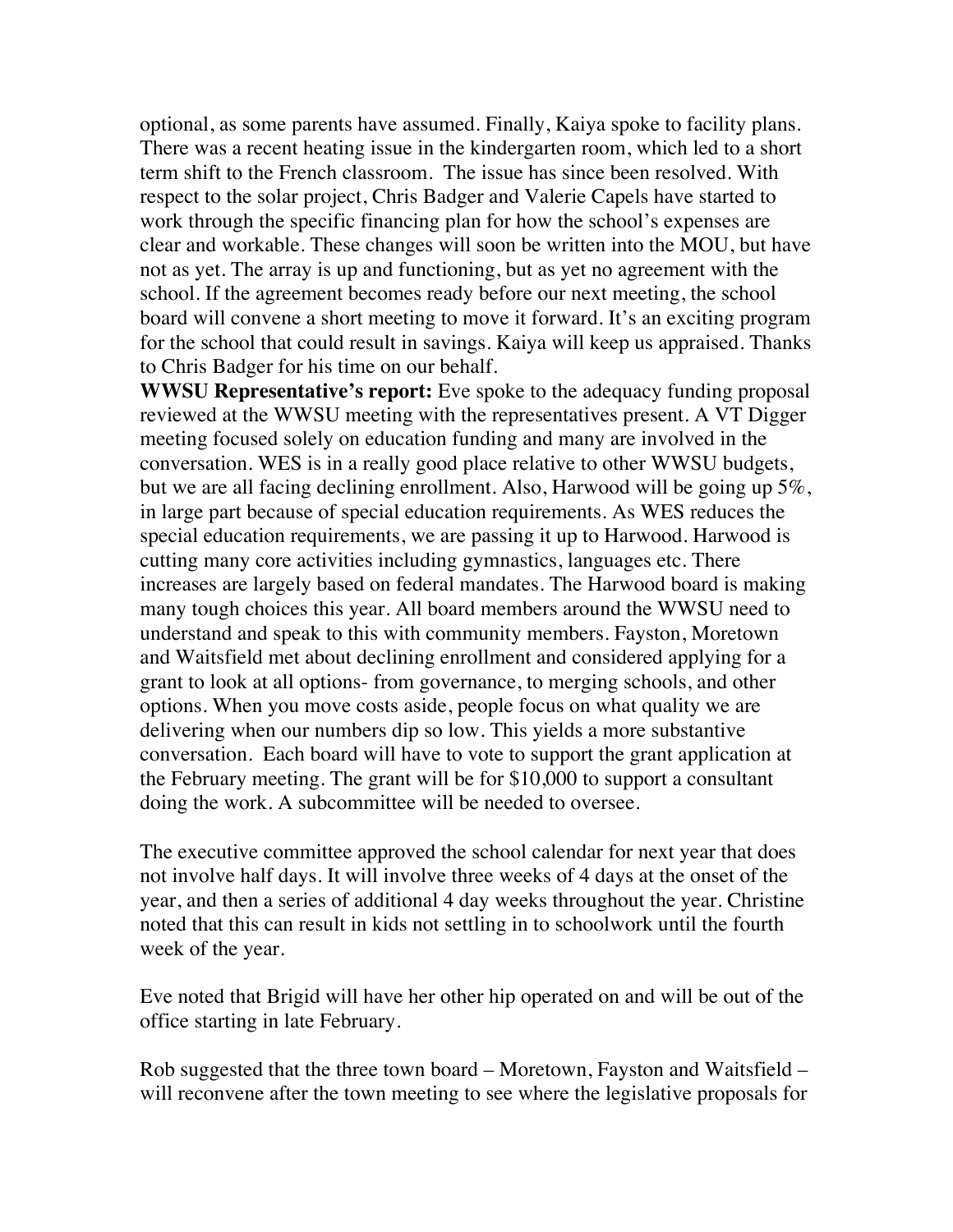optional, as some parents have assumed. Finally, Kaiya spoke to facility plans. There was a recent heating issue in the kindergarten room, which led to a short term shift to the French classroom. The issue has since been resolved. With respect to the solar project, Chris Badger and Valerie Capels have started to work through the specific financing plan for how the school's expenses are clear and workable. These changes will soon be written into the MOU, but have not as yet. The array is up and functioning, but as yet no agreement with the school. If the agreement becomes ready before our next meeting, the school board will convene a short meeting to move it forward. It's an exciting program for the school that could result in savings. Kaiya will keep us appraised. Thanks to Chris Badger for his time on our behalf.

**WWSU Representative's report:** Eve spoke to the adequacy funding proposal reviewed at the WWSU meeting with the representatives present. A VT Digger meeting focused solely on education funding and many are involved in the conversation. WES is in a really good place relative to other WWSU budgets, but we are all facing declining enrollment. Also, Harwood will be going up 5%, in large part because of special education requirements. As WES reduces the special education requirements, we are passing it up to Harwood. Harwood is cutting many core activities including gymnastics, languages etc. There increases are largely based on federal mandates. The Harwood board is making many tough choices this year. All board members around the WWSU need to understand and speak to this with community members. Fayston, Moretown and Waitsfield met about declining enrollment and considered applying for a grant to look at all options- from governance, to merging schools, and other options. When you move costs aside, people focus on what quality we are delivering when our numbers dip so low. This yields a more substantive conversation. Each board will have to vote to support the grant application at the February meeting. The grant will be for $10,000 to support a consultant doing the work. A subcommittee will be needed to oversee.

The executive committee approved the school calendar for next year that does not involve half days. It will involve three weeks of 4 days at the onset of the year, and then a series of additional 4 day weeks throughout the year. Christine noted that this can result in kids not settling in to schoolwork until the fourth week of the year.

Eve noted that Brigid will have her other hip operated on and will be out of the office starting in late February.

Rob suggested that the three town board – Moretown, Fayston and Waitsfield – will reconvene after the town meeting to see where the legislative proposals for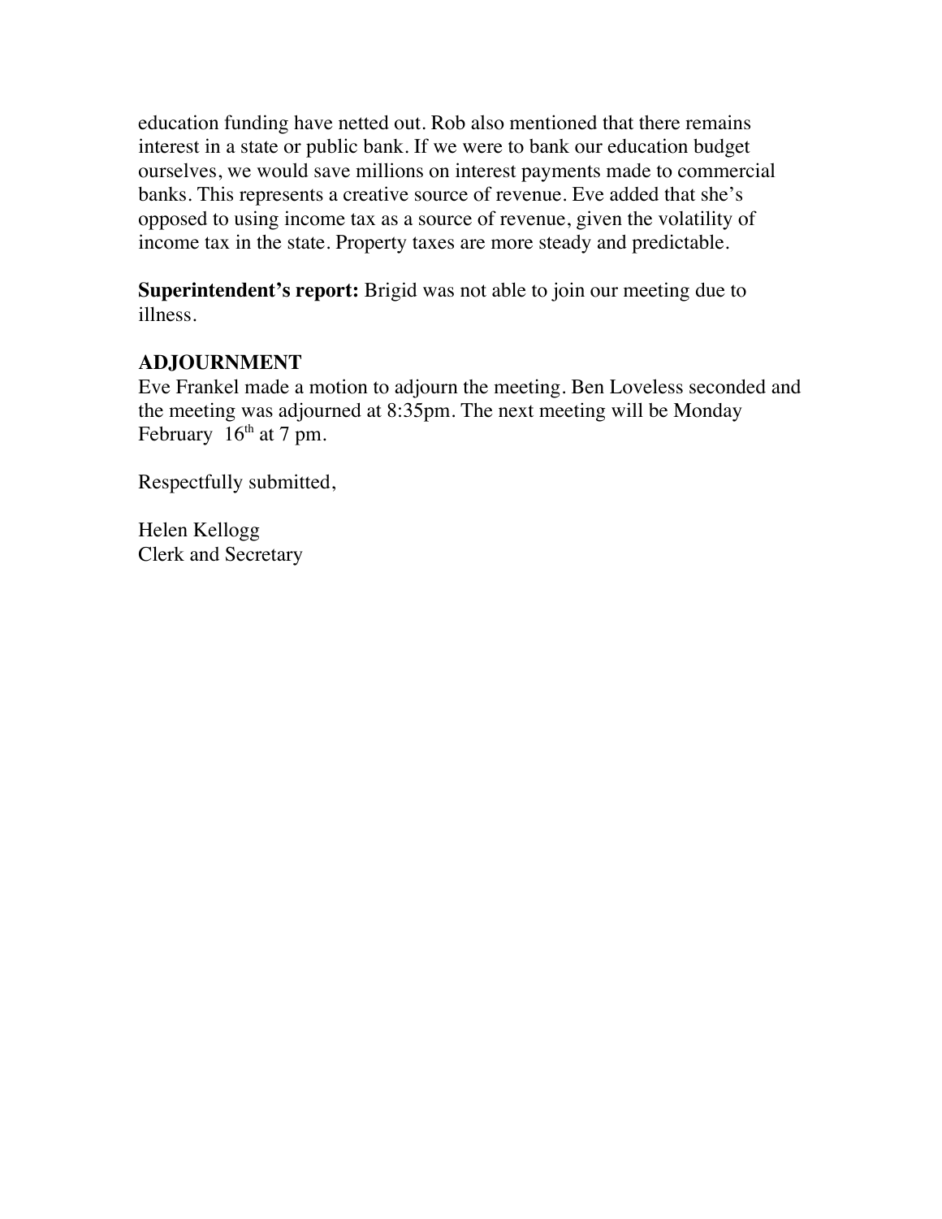education funding have netted out. Rob also mentioned that there remains interest in a state or public bank. If we were to bank our education budget ourselves, we would save millions on interest payments made to commercial banks. This represents a creative source of revenue. Eve added that she's opposed to using income tax as a source of revenue, given the volatility of income tax in the state. Property taxes are more steady and predictable.

**Superintendent's report:** Brigid was not able to join our meeting due to illness.

**ADJOURNMENT**

Eve Frankel made a motion to adjourn the meeting. Ben Loveless seconded and the meeting was adjourned at 8:35pm. The next meeting will be Monday February 16th at 7 pm.

Respectfully submitted,

Helen Kellogg
Clerk and Secretary